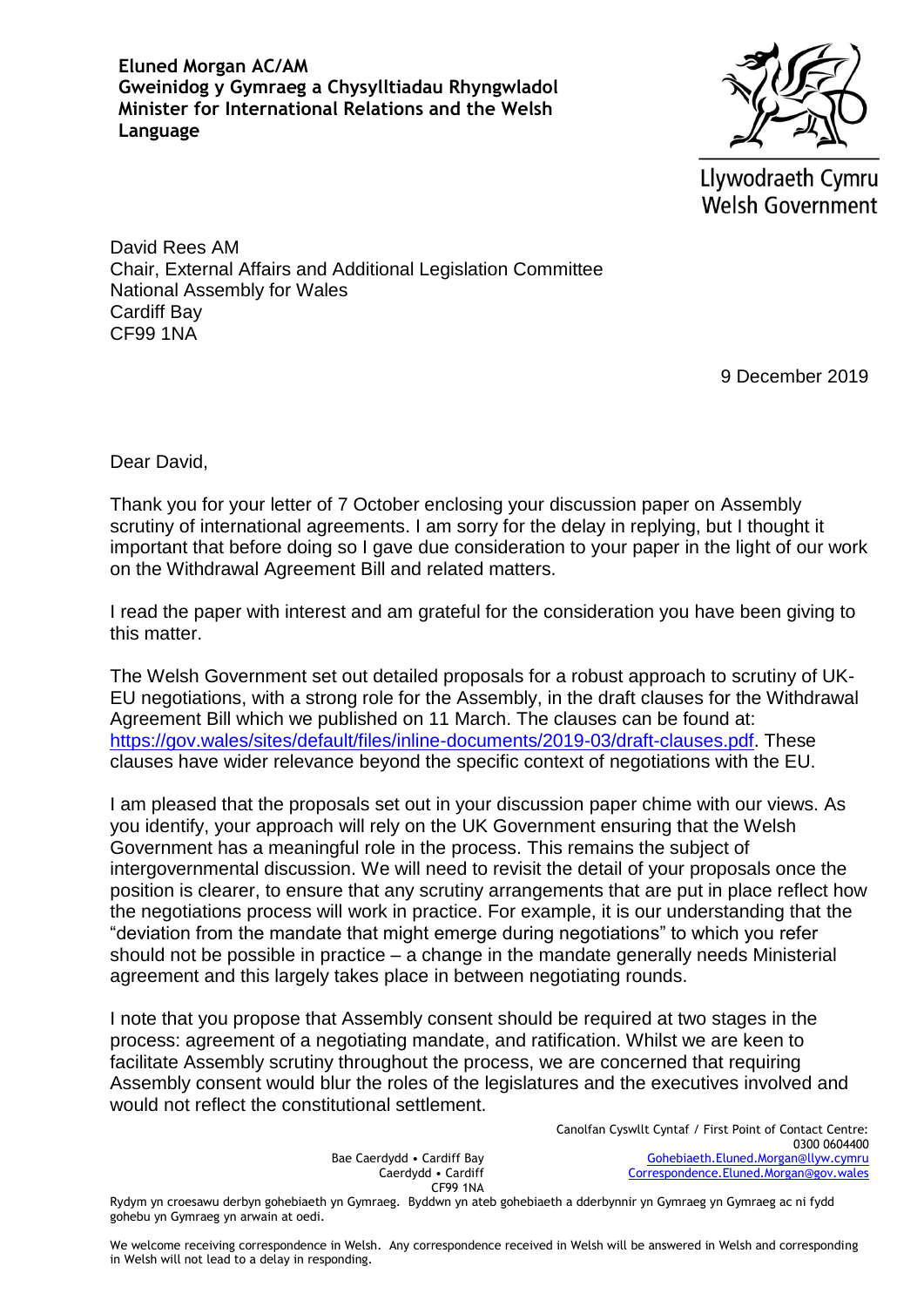**Eluned Morgan AC/AM**
**Gweinidog y Gymraeg a Chysylltiadau Rhyngwladol**
**Minister for International Relations and the Welsh Language**

Llywodraeth Cymru
Welsh Government

David Rees AM
Chair, External Affairs and Additional Legislation Committee
National Assembly for Wales
Cardiff Bay
CF99 1NA

9 December 2019

Dear David,

Thank you for your letter of 7 October enclosing your discussion paper on Assembly scrutiny of international agreements. I am sorry for the delay in replying, but I thought it important that before doing so I gave due consideration to your paper in the light of our work on the Withdrawal Agreement Bill and related matters.

I read the paper with interest and am grateful for the consideration you have been giving to this matter.

The Welsh Government set out detailed proposals for a robust approach to scrutiny of UK-EU negotiations, with a strong role for the Assembly, in the draft clauses for the Withdrawal Agreement Bill which we published on 11 March. The clauses can be found at: https://gov.wales/sites/default/files/inline-documents/2019-03/draft-clauses.pdf. These clauses have wider relevance beyond the specific context of negotiations with the EU.

I am pleased that the proposals set out in your discussion paper chime with our views. As you identify, your approach will rely on the UK Government ensuring that the Welsh Government has a meaningful role in the process. This remains the subject of intergovernmental discussion. We will need to revisit the detail of your proposals once the position is clearer, to ensure that any scrutiny arrangements that are put in place reflect how the negotiations process will work in practice. For example, it is our understanding that the "deviation from the mandate that might emerge during negotiations" to which you refer should not be possible in practice – a change in the mandate generally needs Ministerial agreement and this largely takes place in between negotiating rounds.

I note that you propose that Assembly consent should be required at two stages in the process: agreement of a negotiating mandate, and ratification. Whilst we are keen to facilitate Assembly scrutiny throughout the process, we are concerned that requiring Assembly consent would blur the roles of the legislatures and the executives involved and would not reflect the constitutional settlement.

Bae Caerdydd • Cardiff Bay
Caerdydd • Cardiff
CF99 1NA

Canolfan Cyswllt Cyntaf / First Point of Contact Centre:
0300 0604400
Gohebiaeth.Eluned.Morgan@llyw.cymru
Correspondence.Eluned.Morgan@gov.wales

Rydym yn croesawu derbyn gohebiaeth yn Gymraeg. Byddwn yn ateb gohebiaeth a dderbynnir yn Gymraeg yn Gymraeg ac ni fydd gohebu yn Gymraeg yn arwain at oedi.

We welcome receiving correspondence in Welsh. Any correspondence received in Welsh will be answered in Welsh and corresponding in Welsh will not lead to a delay in responding.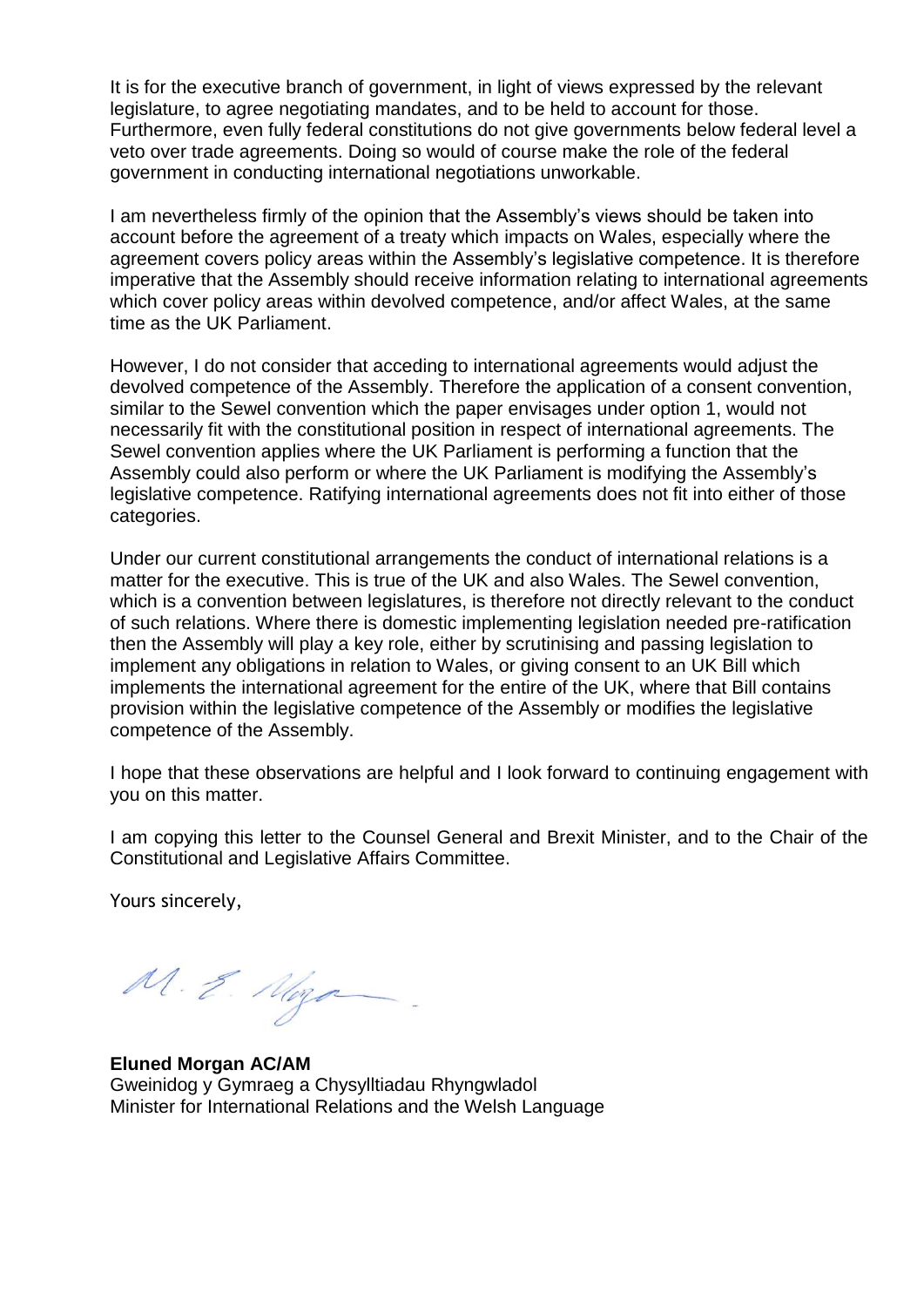It is for the executive branch of government, in light of views expressed by the relevant legislature, to agree negotiating mandates, and to be held to account for those. Furthermore, even fully federal constitutions do not give governments below federal level a veto over trade agreements. Doing so would of course make the role of the federal government in conducting international negotiations unworkable.

I am nevertheless firmly of the opinion that the Assembly's views should be taken into account before the agreement of a treaty which impacts on Wales, especially where the agreement covers policy areas within the Assembly's legislative competence. It is therefore imperative that the Assembly should receive information relating to international agreements which cover policy areas within devolved competence, and/or affect Wales, at the same time as the UK Parliament.

However, I do not consider that acceding to international agreements would adjust the devolved competence of the Assembly. Therefore the application of a consent convention, similar to the Sewel convention which the paper envisages under option 1, would not necessarily fit with the constitutional position in respect of international agreements. The Sewel convention applies where the UK Parliament is performing a function that the Assembly could also perform or where the UK Parliament is modifying the Assembly's legislative competence. Ratifying international agreements does not fit into either of those categories.

Under our current constitutional arrangements the conduct of international relations is a matter for the executive. This is true of the UK and also Wales. The Sewel convention, which is a convention between legislatures, is therefore not directly relevant to the conduct of such relations. Where there is domestic implementing legislation needed pre-ratification then the Assembly will play a key role, either by scrutinising and passing legislation to implement any obligations in relation to Wales, or giving consent to an UK Bill which implements the international agreement for the entire of the UK, where that Bill contains provision within the legislative competence of the Assembly or modifies the legislative competence of the Assembly.

I hope that these observations are helpful and I look forward to continuing engagement with you on this matter.

I am copying this letter to the Counsel General and Brexit Minister, and to the Chair of the Constitutional and Legislative Affairs Committee.

Yours sincerely,

**Eluned Morgan AC/AM**
Gweinidog y Gymraeg a Chysylltiadau Rhyngwladol
Minister for International Relations and the Welsh Language